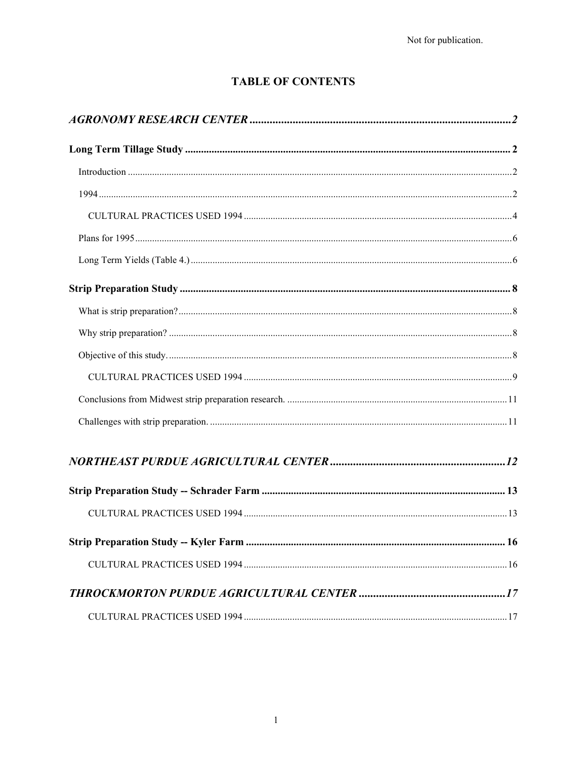Not for publication.

# TABLE OF CONTENTS

*AGRONOMY RESEARCH CENTER* ........ 2

**Long Term Tillage Study** ........ 2

- Introduction ........ 2
- 1994 ........ 2
  - CULTURAL PRACTICES USED 1994 ........ 4
- Plans for 1995 ........ 6
- Long Term Yields (Table 4.) ........ 6

**Strip Preparation Study** ........ 8

- What is strip preparation? ........ 8
- Why strip preparation? ........ 8
- Objective of this study. ........ 8
  - CULTURAL PRACTICES USED 1994 ........ 9
- Conclusions from Midwest strip preparation research. ........ 11
- Challenges with strip preparation. ........ 11

*NORTHEAST PURDUE AGRICULTURAL CENTER* ........ 12

**Strip Preparation Study -- Schrader Farm** ........ 13

- CULTURAL PRACTICES USED 1994 ........ 13

**Strip Preparation Study -- Kyler Farm** ........ 16

- CULTURAL PRACTICES USED 1994 ........ 16

*THROCKMORTON PURDUE AGRICULTURAL CENTER* ........ 17

- CULTURAL PRACTICES USED 1994 ........ 17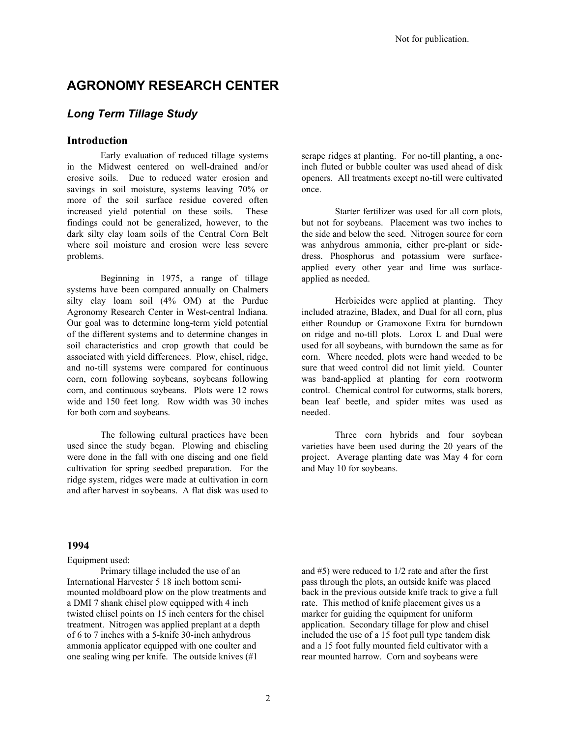Not for publication.

# AGRONOMY RESEARCH CENTER

## *Long Term Tillage Study*

### Introduction

Early evaluation of reduced tillage systems in the Midwest centered on well-drained and/or erosive soils. Due to reduced water erosion and savings in soil moisture, systems leaving 70% or more of the soil surface residue covered often increased yield potential on these soils. These findings could not be generalized, however, to the dark silty clay loam soils of the Central Corn Belt where soil moisture and erosion were less severe problems.

Beginning in 1975, a range of tillage systems have been compared annually on Chalmers silty clay loam soil (4% OM) at the Purdue Agronomy Research Center in West-central Indiana. Our goal was to determine long-term yield potential of the different systems and to determine changes in soil characteristics and crop growth that could be associated with yield differences. Plow, chisel, ridge, and no-till systems were compared for continuous corn, corn following soybeans, soybeans following corn, and continuous soybeans. Plots were 12 rows wide and 150 feet long. Row width was 30 inches for both corn and soybeans.

The following cultural practices have been used since the study began. Plowing and chiseling were done in the fall with one discing and one field cultivation for spring seedbed preparation. For the ridge system, ridges were made at cultivation in corn and after harvest in soybeans. A flat disk was used to scrape ridges at planting. For no-till planting, a one-inch fluted or bubble coulter was used ahead of disk openers. All treatments except no-till were cultivated once.

Starter fertilizer was used for all corn plots, but not for soybeans. Placement was two inches to the side and below the seed. Nitrogen source for corn was anhydrous ammonia, either pre-plant or side-dress. Phosphorus and potassium were surface-applied every other year and lime was surface-applied as needed.

Herbicides were applied at planting. They included atrazine, Bladex, and Dual for all corn, plus either Roundup or Gramoxone Extra for burndown on ridge and no-till plots. Lorox L and Dual were used for all soybeans, with burndown the same as for corn. Where needed, plots were hand weeded to be sure that weed control did not limit yield. Counter was band-applied at planting for corn rootworm control. Chemical control for cutworms, stalk borers, bean leaf beetle, and spider mites was used as needed.

Three corn hybrids and four soybean varieties have been used during the 20 years of the project. Average planting date was May 4 for corn and May 10 for soybeans.

### 1994

Equipment used:

Primary tillage included the use of an International Harvester 5 18 inch bottom semi-mounted moldboard plow on the plow treatments and a DMI 7 shank chisel plow equipped with 4 inch twisted chisel points on 15 inch centers for the chisel treatment. Nitrogen was applied preplant at a depth of 6 to 7 inches with a 5-knife 30-inch anhydrous ammonia applicator equipped with one coulter and one sealing wing per knife. The outside knives (#1 and #5) were reduced to 1/2 rate and after the first pass through the plots, an outside knife was placed back in the previous outside knife track to give a full rate. This method of knife placement gives us a marker for guiding the equipment for uniform application. Secondary tillage for plow and chisel included the use of a 15 foot pull type tandem disk and a 15 foot fully mounted field cultivator with a rear mounted harrow. Corn and soybeans were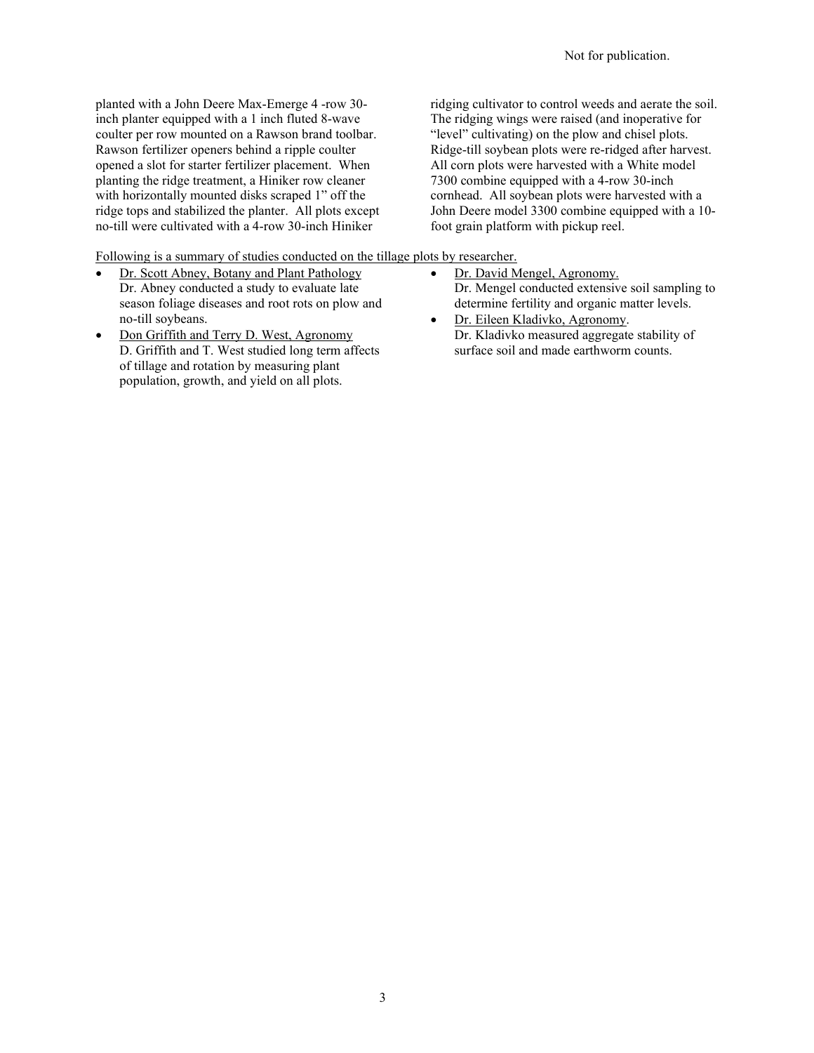planted with a John Deere Max-Emerge 4 -row 30-inch planter equipped with a 1 inch fluted 8-wave coulter per row mounted on a Rawson brand toolbar. Rawson fertilizer openers behind a ripple coulter opened a slot for starter fertilizer placement. When planting the ridge treatment, a Hiniker row cleaner with horizontally mounted disks scraped 1" off the ridge tops and stabilized the planter. All plots except no-till were cultivated with a 4-row 30-inch Hiniker ridging cultivator to control weeds and aerate the soil. The ridging wings were raised (and inoperative for "level" cultivating) on the plow and chisel plots. Ridge-till soybean plots were re-ridged after harvest. All corn plots were harvested with a White model 7300 combine equipped with a 4-row 30-inch cornhead. All soybean plots were harvested with a John Deere model 3300 combine equipped with a 10-foot grain platform with pickup reel.

<u>Following is a summary of studies conducted on the tillage plots by researcher.</u>

- <u>Dr. Scott Abney, Botany and Plant Pathology</u>
  Dr. Abney conducted a study to evaluate late season foliage diseases and root rots on plow and no-till soybeans.
- <u>Don Griffith and Terry D. West, Agronomy</u>
  D. Griffith and T. West studied long term affects of tillage and rotation by measuring plant population, growth, and yield on all plots.
- <u>Dr. David Mengel, Agronomy.</u>
  Dr. Mengel conducted extensive soil sampling to determine fertility and organic matter levels.
- <u>Dr. Eileen Kladivko, Agronomy</u>.
  Dr. Kladivko measured aggregate stability of surface soil and made earthworm counts.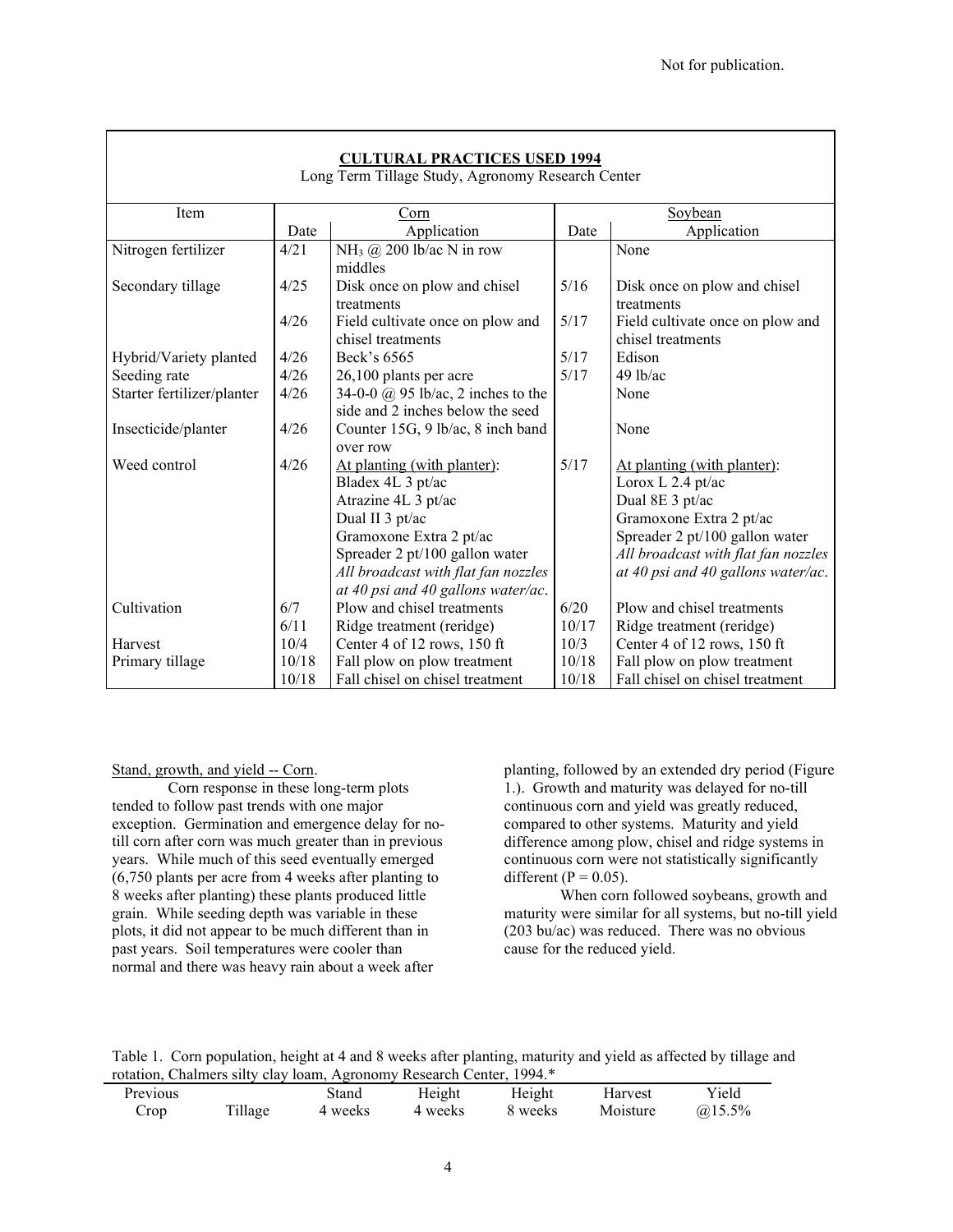Not for publication.

| **CULTURAL PRACTICES USED 1994** Long Term Tillage Study, Agronomy Research Center | | | | |
|---|---|---|---|---|
| Item | Corn | | Soybean | |
| | Date | Application | Date | Application |
| Nitrogen fertilizer | 4/21 | $NH_3$ @ 200 lb/ac N in row middles | | None |
| Secondary tillage | 4/25 | Disk once on plow and chisel treatments | 5/16 | Disk once on plow and chisel treatments |
| | 4/26 | Field cultivate once on plow and chisel treatments | 5/17 | Field cultivate once on plow and chisel treatments |
| Hybrid/Variety planted | 4/26 | Beck's 6565 | 5/17 | Edison |
| Seeding rate | 4/26 | 26,100 plants per acre | 5/17 | 49 lb/ac |
| Starter fertilizer/planter | 4/26 | 34-0-0 @ 95 lb/ac, 2 inches to the side and 2 inches below the seed | | None |
| Insecticide/planter | 4/26 | Counter 15G, 9 lb/ac, 8 inch band over row | | None |
| Weed control | 4/26 | At planting (with planter): Bladex 4L 3 pt/ac; Atrazine 4L 3 pt/ac; Dual II 3 pt/ac; Gramoxone Extra 2 pt/ac; Spreader 2 pt/100 gallon water; *All broadcast with flat fan nozzles at 40 psi and 40 gallons water/ac*. | 5/17 | At planting (with planter): Lorox L 2.4 pt/ac; Dual 8E 3 pt/ac; Gramoxone Extra 2 pt/ac; Spreader 2 pt/100 gallon water; *All broadcast with flat fan nozzles at 40 psi and 40 gallons water/ac*. |
| Cultivation | 6/7 | Plow and chisel treatments | 6/20 | Plow and chisel treatments |
| | 6/11 | Ridge treatment (reridge) | 10/17 | Ridge treatment (reridge) |
| Harvest | 10/4 | Center 4 of 12 rows, 150 ft | 10/3 | Center 4 of 12 rows, 150 ft |
| Primary tillage | 10/18 | Fall plow on plow treatment | 10/18 | Fall plow on plow treatment |
| | 10/18 | Fall chisel on chisel treatment | 10/18 | Fall chisel on chisel treatment |

Stand, growth, and yield -- Corn.

Corn response in these long-term plots tended to follow past trends with one major exception. Germination and emergence delay for no-till corn after corn was much greater than in previous years. While much of this seed eventually emerged (6,750 plants per acre from 4 weeks after planting to 8 weeks after planting) these plants produced little grain. While seeding depth was variable in these plots, it did not appear to be much different than in past years. Soil temperatures were cooler than normal and there was heavy rain about a week after planting, followed by an extended dry period (Figure 1.). Growth and maturity was delayed for no-till continuous corn and yield was greatly reduced, compared to other systems. Maturity and yield difference among plow, chisel and ridge systems in continuous corn were not statistically significantly different ($P = 0.05$).

When corn followed soybeans, growth and maturity were similar for all systems, but no-till yield (203 bu/ac) was reduced. There was no obvious cause for the reduced yield.

Table 1. Corn population, height at 4 and 8 weeks after planting, maturity and yield as affected by tillage and rotation, Chalmers silty clay loam, Agronomy Research Center, 1994.*

| Previous Crop | Tillage | Stand 4 weeks | Height 4 weeks | Height 8 weeks | Harvest Moisture | Yield @15.5% |
|---|---|---|---|---|---|---|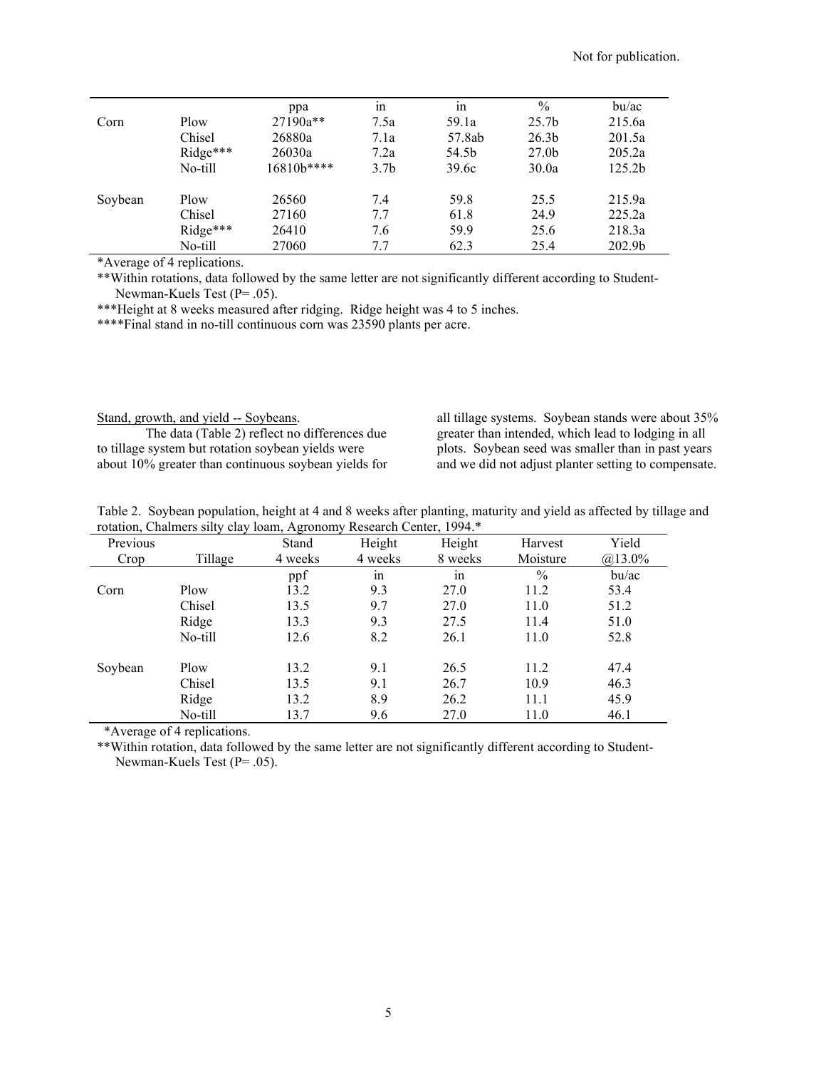Not for publication.

| | | ppa | in | in | % | bu/ac |
|---|---|---|---|---|---|---|
| Corn | Plow | 27190a** | 7.5a | 59.1a | 25.7b | 215.6a |
| | Chisel | 26880a | 7.1a | 57.8ab | 26.3b | 201.5a |
| | Ridge*** | 26030a | 7.2a | 54.5b | 27.0b | 205.2a |
| | No-till | 16810b**** | 3.7b | 39.6c | 30.0a | 125.2b |
| Soybean | Plow | 26560 | 7.4 | 59.8 | 25.5 | 215.9a |
| | Chisel | 27160 | 7.7 | 61.8 | 24.9 | 225.2a |
| | Ridge*** | 26410 | 7.6 | 59.9 | 25.6 | 218.3a |
| | No-till | 27060 | 7.7 | 62.3 | 25.4 | 202.9b |

*Average of 4 replications.

**Within rotations, data followed by the same letter are not significantly different according to Student-Newman-Kuels Test (P= .05).

***Height at 8 weeks measured after ridging. Ridge height was 4 to 5 inches.

****Final stand in no-till continuous corn was 23590 plants per acre.

Stand, growth, and yield -- Soybeans.

The data (Table 2) reflect no differences due to tillage system but rotation soybean yields were about 10% greater than continuous soybean yields for all tillage systems. Soybean stands were about 35% greater than intended, which lead to lodging in all plots. Soybean seed was smaller than in past years and we did not adjust planter setting to compensate.

Table 2. Soybean population, height at 4 and 8 weeks after planting, maturity and yield as affected by tillage and rotation, Chalmers silty clay loam, Agronomy Research Center, 1994.*

| Previous Crop | Tillage | Stand 4 weeks | Height 4 weeks | Height 8 weeks | Harvest Moisture | Yield @13.0% |
|---|---|---|---|---|---|---|
| | | ppf | in | in | % | bu/ac |
| Corn | Plow | 13.2 | 9.3 | 27.0 | 11.2 | 53.4 |
| | Chisel | 13.5 | 9.7 | 27.0 | 11.0 | 51.2 |
| | Ridge | 13.3 | 9.3 | 27.5 | 11.4 | 51.0 |
| | No-till | 12.6 | 8.2 | 26.1 | 11.0 | 52.8 |
| Soybean | Plow | 13.2 | 9.1 | 26.5 | 11.2 | 47.4 |
| | Chisel | 13.5 | 9.1 | 26.7 | 10.9 | 46.3 |
| | Ridge | 13.2 | 8.9 | 26.2 | 11.1 | 45.9 |
| | No-till | 13.7 | 9.6 | 27.0 | 11.0 | 46.1 |

*Average of 4 replications.

**Within rotation, data followed by the same letter are not significantly different according to Student-Newman-Kuels Test (P= .05).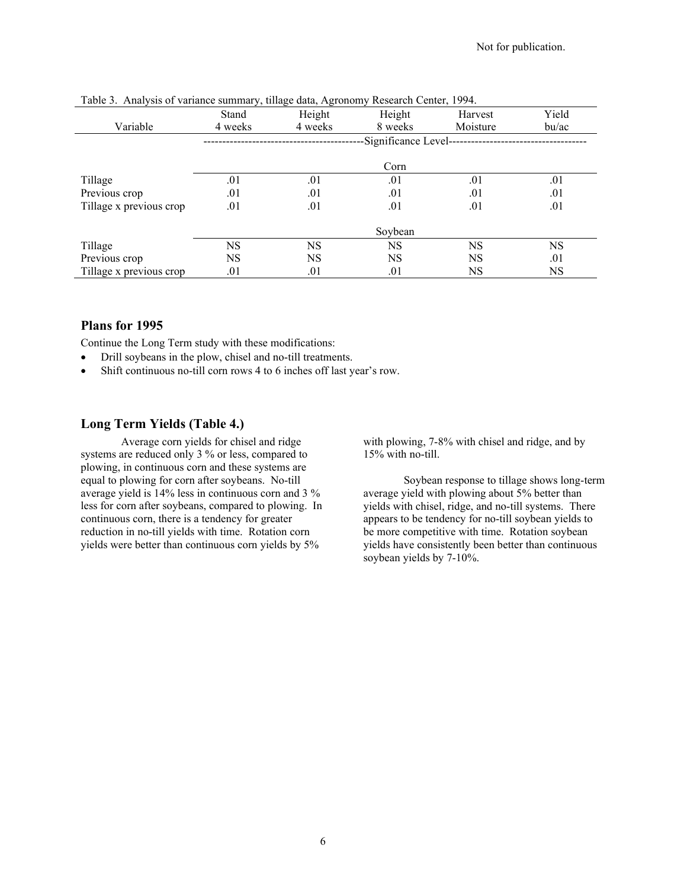Not for publication.

Table 3. Analysis of variance summary, tillage data, Agronomy Research Center, 1994.

| Variable | Stand 4 weeks | Height 4 weeks | Height 8 weeks | Harvest Moisture | Yield bu/ac |
|---|---|---|---|---|---|
| | Significance Level | | | | |
| | | | Corn | | |
| Tillage | .01 | .01 | .01 | .01 | .01 |
| Previous crop | .01 | .01 | .01 | .01 | .01 |
| Tillage x previous crop | .01 | .01 | .01 | .01 | .01 |
| | | | Soybean | | |
| Tillage | NS | NS | NS | NS | NS |
| Previous crop | NS | NS | NS | NS | .01 |
| Tillage x previous crop | .01 | .01 | .01 | NS | NS |

### Plans for 1995

Continue the Long Term study with these modifications:

- Drill soybeans in the plow, chisel and no-till treatments.
- Shift continuous no-till corn rows 4 to 6 inches off last year's row.

### Long Term Yields (Table 4.)

Average corn yields for chisel and ridge systems are reduced only 3 % or less, compared to plowing, in continuous corn and these systems are equal to plowing for corn after soybeans. No-till average yield is 14% less in continuous corn and 3 % less for corn after soybeans, compared to plowing. In continuous corn, there is a tendency for greater reduction in no-till yields with time. Rotation corn yields were better than continuous corn yields by 5% with plowing, 7-8% with chisel and ridge, and by 15% with no-till.

Soybean response to tillage shows long-term average yield with plowing about 5% better than yields with chisel, ridge, and no-till systems. There appears to be tendency for no-till soybean yields to be more competitive with time. Rotation soybean yields have consistently been better than continuous soybean yields by 7-10%.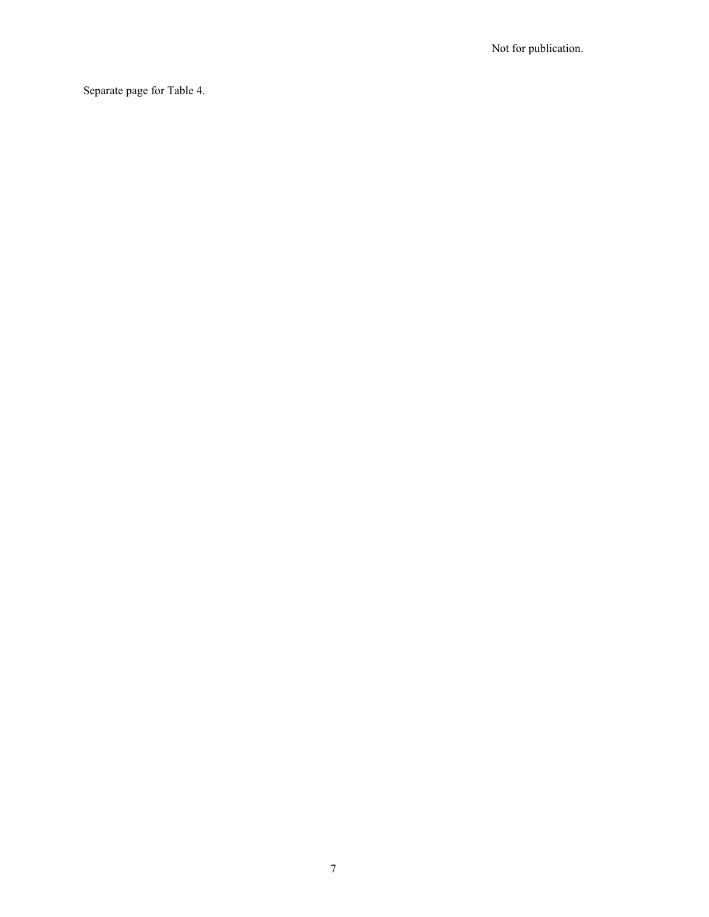Not for publication.

Separate page for Table 4.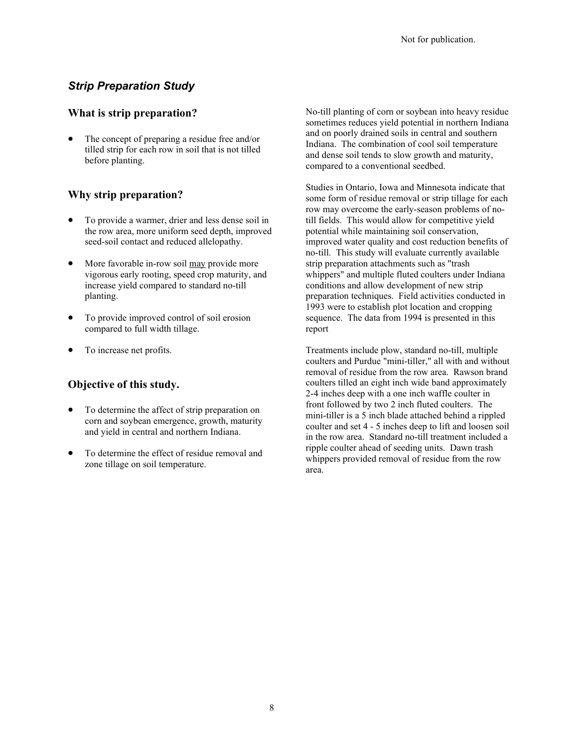Not for publication.

## *Strip Preparation Study*

### What is strip preparation?

- The concept of preparing a residue free and/or tilled strip for each row in soil that is not tilled before planting.

### Why strip preparation?

- To provide a warmer, drier and less dense soil in the row area, more uniform seed depth, improved seed-soil contact and reduced allelopathy.
- More favorable in-row soil <u>may</u> provide more vigorous early rooting, speed crop maturity, and increase yield compared to standard no-till planting.
- To provide improved control of soil erosion compared to full width tillage.
- To increase net profits.

### Objective of this study.

- To determine the affect of strip preparation on corn and soybean emergence, growth, maturity and yield in central and northern Indiana.
- To determine the effect of residue removal and zone tillage on soil temperature.

No-till planting of corn or soybean into heavy residue sometimes reduces yield potential in northern Indiana and on poorly drained soils in central and southern Indiana. The combination of cool soil temperature and dense soil tends to slow growth and maturity, compared to a conventional seedbed.

Studies in Ontario, Iowa and Minnesota indicate that some form of residue removal or strip tillage for each row may overcome the early-season problems of no-till fields. This would allow for competitive yield potential while maintaining soil conservation, improved water quality and cost reduction benefits of no-till. This study will evaluate currently available strip preparation attachments such as "trash whippers" and multiple fluted coulters under Indiana conditions and allow development of new strip preparation techniques. Field activities conducted in 1993 were to establish plot location and cropping sequence. The data from 1994 is presented in this report

Treatments include plow, standard no-till, multiple coulters and Purdue "mini-tiller," all with and without removal of residue from the row area. Rawson brand coulters tilled an eight inch wide band approximately 2-4 inches deep with a one inch waffle coulter in front followed by two 2 inch fluted coulters. The mini-tiller is a 5 inch blade attached behind a rippled coulter and set 4 - 5 inches deep to lift and loosen soil in the row area. Standard no-till treatment included a ripple coulter ahead of seeding units. Dawn trash whippers provided removal of residue from the row area.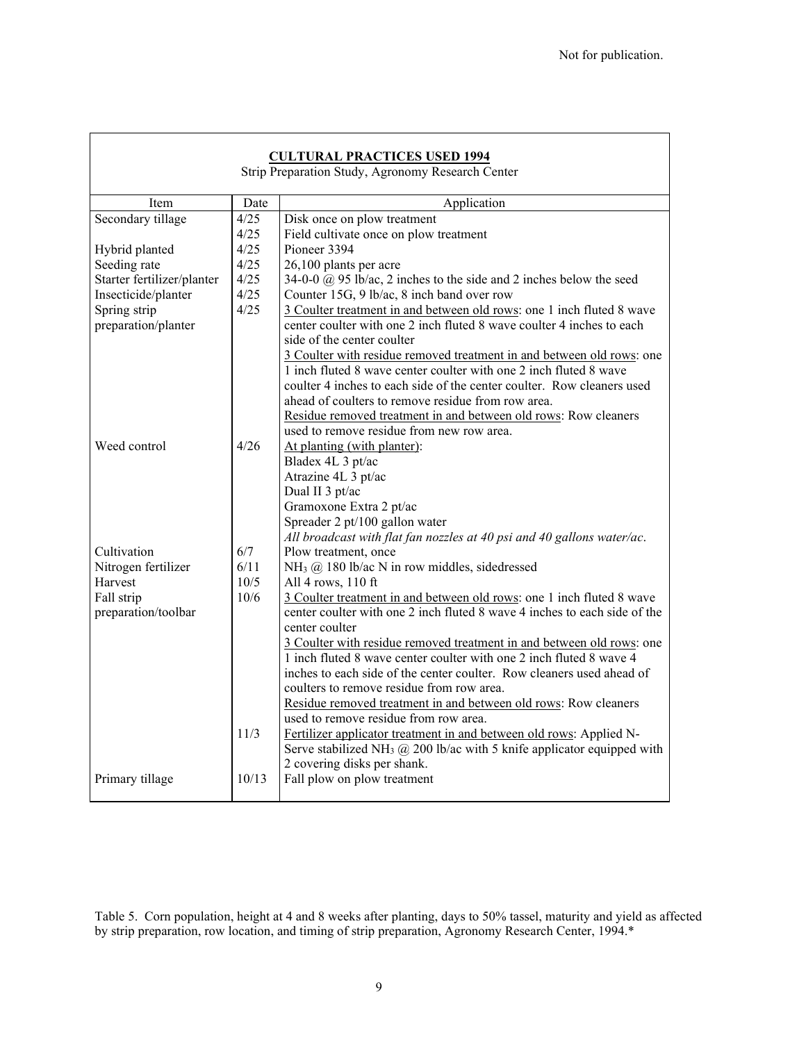Not for publication.

| **CULTURAL PRACTICES USED 1994**<br>Strip Preparation Study, Agronomy Research Center | | |
|---|---|---|
| Item | Date | Application |
| Secondary tillage | 4/25 | Disk once on plow treatment |
| | 4/25 | Field cultivate once on plow treatment |
| Hybrid planted | 4/25 | Pioneer 3394 |
| Seeding rate | 4/25 | 26,100 plants per acre |
| Starter fertilizer/planter | 4/25 | 34-0-0 @ 95 lb/ac, 2 inches to the side and 2 inches below the seed |
| Insecticide/planter | 4/25 | Counter 15G, 9 lb/ac, 8 inch band over row |
| Spring strip preparation/planter | 4/25 | <u>3 Coulter treatment in and between old rows</u>: one 1 inch fluted 8 wave center coulter with one 2 inch fluted 8 wave coulter 4 inches to each side of the center coulter<br><u>3 Coulter with residue removed treatment in and between old rows</u>: one 1 inch fluted 8 wave center coulter with one 2 inch fluted 8 wave coulter 4 inches to each side of the center coulter. Row cleaners used ahead of coulters to remove residue from row area.<br><u>Residue removed treatment in and between old rows</u>: Row cleaners used to remove residue from new row area. |
| Weed control | 4/26 | <u>At planting (with planter)</u>:<br>Bladex 4L 3 pt/ac<br>Atrazine 4L 3 pt/ac<br>Dual II 3 pt/ac<br>Gramoxone Extra 2 pt/ac<br>Spreader 2 pt/100 gallon water<br>*All broadcast with flat fan nozzles at 40 psi and 40 gallons water/ac.* |
| Cultivation | 6/7 | Plow treatment, once |
| Nitrogen fertilizer | 6/11 | $NH_3$ @ 180 lb/ac N in row middles, sidedressed |
| Harvest | 10/5 | All 4 rows, 110 ft |
| Fall strip preparation/toolbar | 10/6 | <u>3 Coulter treatment in and between old rows</u>: one 1 inch fluted 8 wave center coulter with one 2 inch fluted 8 wave 4 inches to each side of the center coulter<br><u>3 Coulter with residue removed treatment in and between old rows</u>: one 1 inch fluted 8 wave center coulter with one 2 inch fluted 8 wave 4 inches to each side of the center coulter. Row cleaners used ahead of coulters to remove residue from row area.<br><u>Residue removed treatment in and between old rows</u>: Row cleaners used to remove residue from row area. |
| | 11/3 | <u>Fertilizer applicator treatment in and between old rows</u>: Applied N-Serve stabilized $NH_3$ @ 200 lb/ac with 5 knife applicator equipped with 2 covering disks per shank. |
| Primary tillage | 10/13 | Fall plow on plow treatment |

Table 5. Corn population, height at 4 and 8 weeks after planting, days to 50% tassel, maturity and yield as affected by strip preparation, row location, and timing of strip preparation, Agronomy Research Center, 1994.*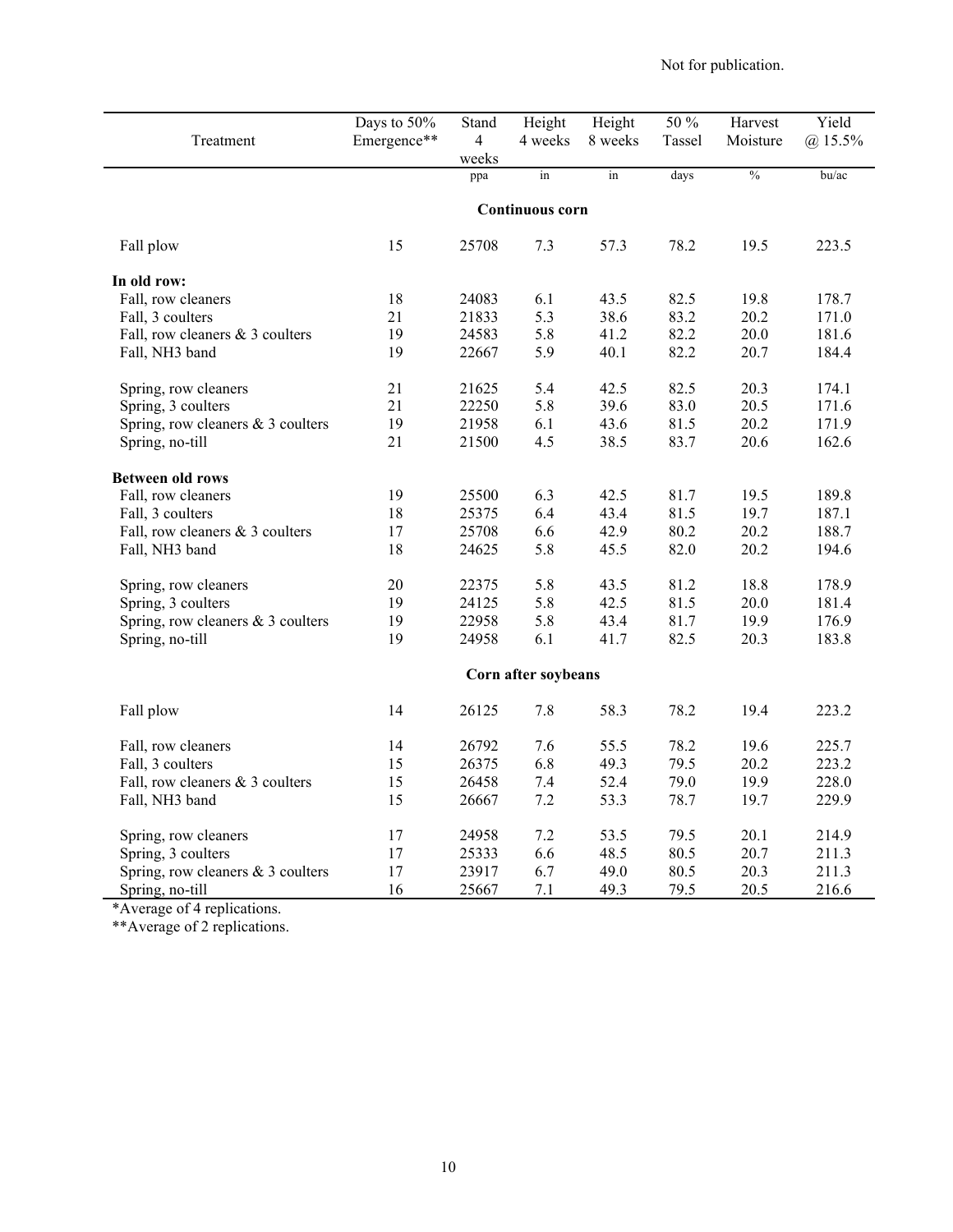Not for publication.

| Treatment | Days to 50% Emergence** | Stand 4 weeks | Height 4 weeks | Height 8 weeks | 50 % Tassel | Harvest Moisture | Yield @ 15.5% |
|---|---|---|---|---|---|---|---|
| | | ppa | in | in | days | % | bu/ac |
| **Continuous corn** | | | | | | | |
| Fall plow | 15 | 25708 | 7.3 | 57.3 | 78.2 | 19.5 | 223.5 |
| **In old row:** | | | | | | | |
| Fall, row cleaners | 18 | 24083 | 6.1 | 43.5 | 82.5 | 19.8 | 178.7 |
| Fall, 3 coulters | 21 | 21833 | 5.3 | 38.6 | 83.2 | 20.2 | 171.0 |
| Fall, row cleaners & 3 coulters | 19 | 24583 | 5.8 | 41.2 | 82.2 | 20.0 | 181.6 |
| Fall, NH3 band | 19 | 22667 | 5.9 | 40.1 | 82.2 | 20.7 | 184.4 |
| Spring, row cleaners | 21 | 21625 | 5.4 | 42.5 | 82.5 | 20.3 | 174.1 |
| Spring, 3 coulters | 21 | 22250 | 5.8 | 39.6 | 83.0 | 20.5 | 171.6 |
| Spring, row cleaners & 3 coulters | 19 | 21958 | 6.1 | 43.6 | 81.5 | 20.2 | 171.9 |
| Spring, no-till | 21 | 21500 | 4.5 | 38.5 | 83.7 | 20.6 | 162.6 |
| **Between old rows** | | | | | | | |
| Fall, row cleaners | 19 | 25500 | 6.3 | 42.5 | 81.7 | 19.5 | 189.8 |
| Fall, 3 coulters | 18 | 25375 | 6.4 | 43.4 | 81.5 | 19.7 | 187.1 |
| Fall, row cleaners & 3 coulters | 17 | 25708 | 6.6 | 42.9 | 80.2 | 20.2 | 188.7 |
| Fall, NH3 band | 18 | 24625 | 5.8 | 45.5 | 82.0 | 20.2 | 194.6 |
| Spring, row cleaners | 20 | 22375 | 5.8 | 43.5 | 81.2 | 18.8 | 178.9 |
| Spring, 3 coulters | 19 | 24125 | 5.8 | 42.5 | 81.5 | 20.0 | 181.4 |
| Spring, row cleaners & 3 coulters | 19 | 22958 | 5.8 | 43.4 | 81.7 | 19.9 | 176.9 |
| Spring, no-till | 19 | 24958 | 6.1 | 41.7 | 82.5 | 20.3 | 183.8 |
| **Corn after soybeans** | | | | | | | |
| Fall plow | 14 | 26125 | 7.8 | 58.3 | 78.2 | 19.4 | 223.2 |
| Fall, row cleaners | 14 | 26792 | 7.6 | 55.5 | 78.2 | 19.6 | 225.7 |
| Fall, 3 coulters | 15 | 26375 | 6.8 | 49.3 | 79.5 | 20.2 | 223.2 |
| Fall, row cleaners & 3 coulters | 15 | 26458 | 7.4 | 52.4 | 79.0 | 19.9 | 228.0 |
| Fall, NH3 band | 15 | 26667 | 7.2 | 53.3 | 78.7 | 19.7 | 229.9 |
| Spring, row cleaners | 17 | 24958 | 7.2 | 53.5 | 79.5 | 20.1 | 214.9 |
| Spring, 3 coulters | 17 | 25333 | 6.6 | 48.5 | 80.5 | 20.7 | 211.3 |
| Spring, row cleaners & 3 coulters | 17 | 23917 | 6.7 | 49.0 | 80.5 | 20.3 | 211.3 |
| Spring, no-till | 16 | 25667 | 7.1 | 49.3 | 79.5 | 20.5 | 216.6 |

*Average of 4 replications.

**Average of 2 replications.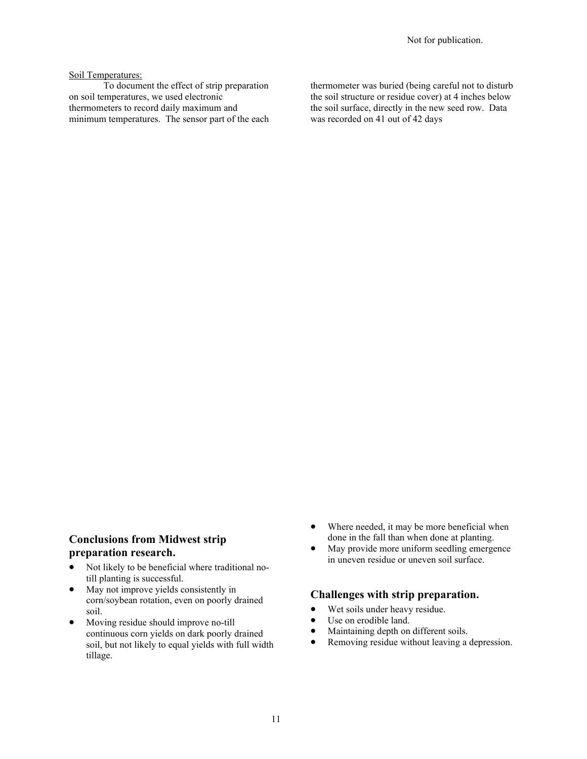Not for publication.

Soil Temperatures:

To document the effect of strip preparation on soil temperatures, we used electronic thermometers to record daily maximum and minimum temperatures. The sensor part of the each thermometer was buried (being careful not to disturb the soil structure or residue cover) at 4 inches below the soil surface, directly in the new seed row. Data was recorded on 41 out of 42 days

## Conclusions from Midwest strip preparation research.

- Not likely to be beneficial where traditional no-till planting is successful.
- May not improve yields consistently in corn/soybean rotation, even on poorly drained soil.
- Moving residue should improve no-till continuous corn yields on dark poorly drained soil, but not likely to equal yields with full width tillage.
- Where needed, it may be more beneficial when done in the fall than when done at planting.
- May provide more uniform seedling emergence in uneven residue or uneven soil surface.

## Challenges with strip preparation.

- Wet soils under heavy residue.
- Use on erodible land.
- Maintaining depth on different soils.
- Removing residue without leaving a depression.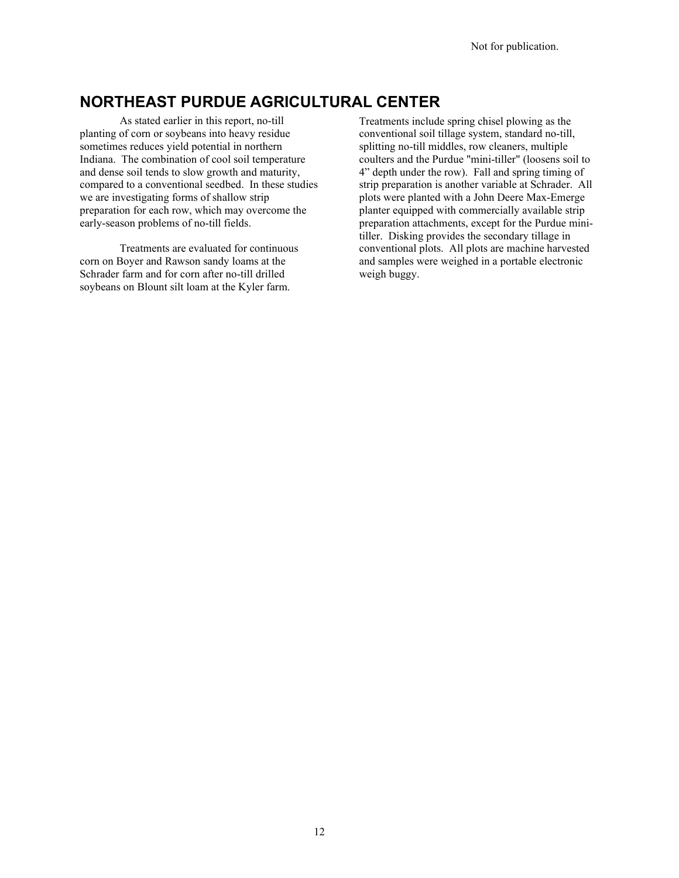## NORTHEAST PURDUE AGRICULTURAL CENTER

As stated earlier in this report, no-till planting of corn or soybeans into heavy residue sometimes reduces yield potential in northern Indiana. The combination of cool soil temperature and dense soil tends to slow growth and maturity, compared to a conventional seedbed. In these studies we are investigating forms of shallow strip preparation for each row, which may overcome the early-season problems of no-till fields.

Treatments are evaluated for continuous corn on Boyer and Rawson sandy loams at the Schrader farm and for corn after no-till drilled soybeans on Blount silt loam at the Kyler farm. Treatments include spring chisel plowing as the conventional soil tillage system, standard no-till, splitting no-till middles, row cleaners, multiple coulters and the Purdue "mini-tiller" (loosens soil to 4" depth under the row). Fall and spring timing of strip preparation is another variable at Schrader. All plots were planted with a John Deere Max-Emerge planter equipped with commercially available strip preparation attachments, except for the Purdue mini-tiller. Disking provides the secondary tillage in conventional plots. All plots are machine harvested and samples were weighed in a portable electronic weigh buggy.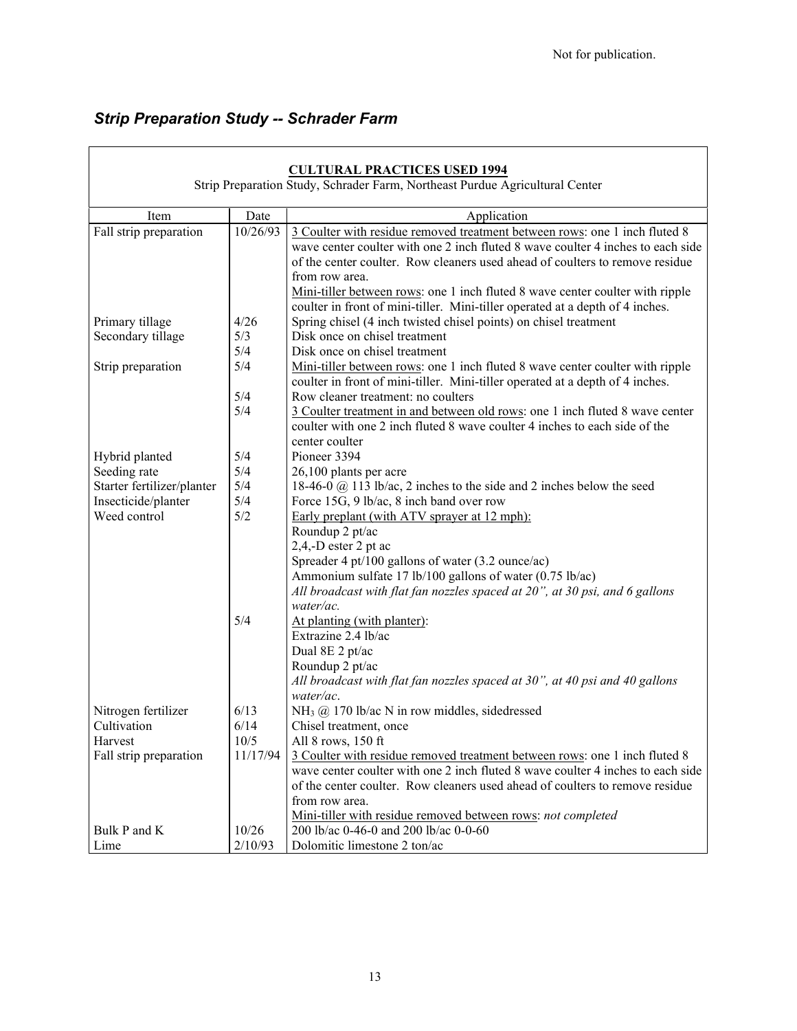Not for publication.

## *Strip Preparation Study -- Schrader Farm*

**CULTURAL PRACTICES USED 1994**

Strip Preparation Study, Schrader Farm, Northeast Purdue Agricultural Center

| Item | Date | Application |
|---|---|---|
| Fall strip preparation | 10/26/93 | 3 Coulter with residue removed treatment between rows: one 1 inch fluted 8 wave center coulter with one 2 inch fluted 8 wave coulter 4 inches to each side of the center coulter. Row cleaners used ahead of coulters to remove residue from row area. |
| | | Mini-tiller between rows: one 1 inch fluted 8 wave center coulter with ripple coulter in front of mini-tiller. Mini-tiller operated at a depth of 4 inches. |
| Primary tillage | 4/26 | Spring chisel (4 inch twisted chisel points) on chisel treatment |
| Secondary tillage | 5/3 | Disk once on chisel treatment |
| | 5/4 | Disk once on chisel treatment |
| Strip preparation | 5/4 | Mini-tiller between rows: one 1 inch fluted 8 wave center coulter with ripple coulter in front of mini-tiller. Mini-tiller operated at a depth of 4 inches. |
| | 5/4 | Row cleaner treatment: no coulters |
| | 5/4 | 3 Coulter treatment in and between old rows: one 1 inch fluted 8 wave center coulter with one 2 inch fluted 8 wave coulter 4 inches to each side of the center coulter |
| Hybrid planted | 5/4 | Pioneer 3394 |
| Seeding rate | 5/4 | 26,100 plants per acre |
| Starter fertilizer/planter | 5/4 | 18-46-0 @ 113 lb/ac, 2 inches to the side and 2 inches below the seed |
| Insecticide/planter | 5/4 | Force 15G, 9 lb/ac, 8 inch band over row |
| Weed control | 5/2 | Early preplant (with ATV sprayer at 12 mph): |
| | | Roundup 2 pt/ac |
| | | 2,4,-D ester 2 pt ac |
| | | Spreader 4 pt/100 gallons of water (3.2 ounce/ac) |
| | | Ammonium sulfate 17 lb/100 gallons of water (0.75 lb/ac) |
| | | *All broadcast with flat fan nozzles spaced at 20", at 30 psi, and 6 gallons water/ac.* |
| | 5/4 | At planting (with planter): |
| | | Extrazine 2.4 lb/ac |
| | | Dual 8E 2 pt/ac |
| | | Roundup 2 pt/ac |
| | | *All broadcast with flat fan nozzles spaced at 30", at 40 psi and 40 gallons water/ac.* |
| Nitrogen fertilizer | 6/13 | $NH_3$ @ 170 lb/ac N in row middles, sidedressed |
| Cultivation | 6/14 | Chisel treatment, once |
| Harvest | 10/5 | All 8 rows, 150 ft |
| Fall strip preparation | 11/17/94 | 3 Coulter with residue removed treatment between rows: one 1 inch fluted 8 wave center coulter with one 2 inch fluted 8 wave coulter 4 inches to each side of the center coulter. Row cleaners used ahead of coulters to remove residue from row area. |
| | | Mini-tiller with residue removed between rows: *not completed* |
| Bulk P and K | 10/26 | 200 lb/ac 0-46-0 and 200 lb/ac 0-0-60 |
| Lime | 2/10/93 | Dolomitic limestone 2 ton/ac |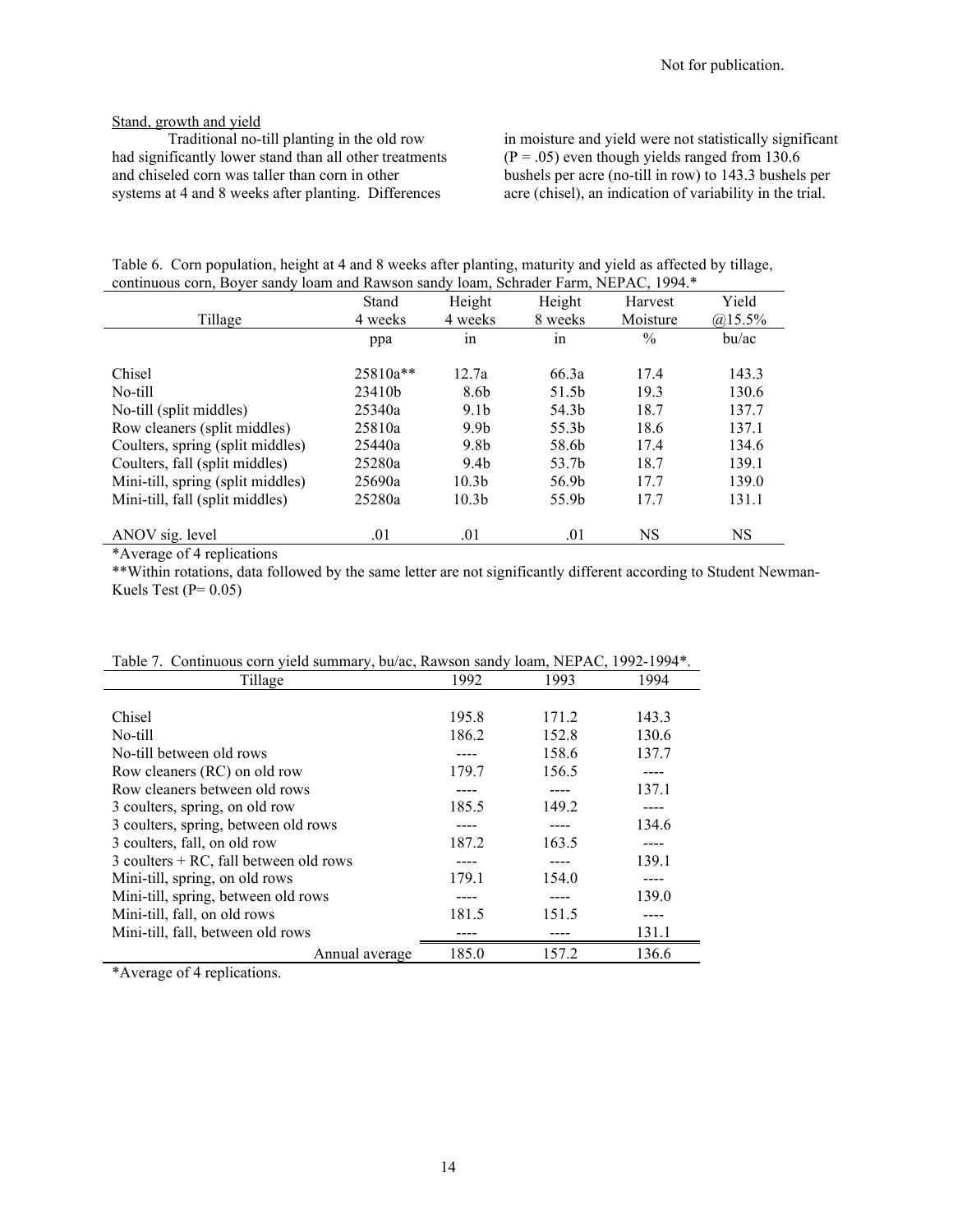Not for publication.

Stand, growth and yield

Traditional no-till planting in the old row had significantly lower stand than all other treatments and chiseled corn was taller than corn in other systems at 4 and 8 weeks after planting. Differences in moisture and yield were not statistically significant (P = .05) even though yields ranged from 130.6 bushels per acre (no-till in row) to 143.3 bushels per acre (chisel), an indication of variability in the trial.

Table 6. Corn population, height at 4 and 8 weeks after planting, maturity and yield as affected by tillage, continuous corn, Boyer sandy loam and Rawson sandy loam, Schrader Farm, NEPAC, 1994.*

| Tillage | Stand 4 weeks | Height 4 weeks | Height 8 weeks | Harvest Moisture | Yield @15.5% |
|---|---|---|---|---|---|
| | ppa | in | in | % | bu/ac |
| Chisel | 25810a** | 12.7a | 66.3a | 17.4 | 143.3 |
| No-till | 23410b | 8.6b | 51.5b | 19.3 | 130.6 |
| No-till (split middles) | 25340a | 9.1b | 54.3b | 18.7 | 137.7 |
| Row cleaners (split middles) | 25810a | 9.9b | 55.3b | 18.6 | 137.1 |
| Coulters, spring (split middles) | 25440a | 9.8b | 58.6b | 17.4 | 134.6 |
| Coulters, fall (split middles) | 25280a | 9.4b | 53.7b | 18.7 | 139.1 |
| Mini-till, spring (split middles) | 25690a | 10.3b | 56.9b | 17.7 | 139.0 |
| Mini-till, fall (split middles) | 25280a | 10.3b | 55.9b | 17.7 | 131.1 |
| ANOV sig. level | .01 | .01 | .01 | NS | NS |

*Average of 4 replications

**Within rotations, data followed by the same letter are not significantly different according to Student Newman-Kuels Test (P= 0.05)

Table 7. Continuous corn yield summary, bu/ac, Rawson sandy loam, NEPAC, 1992-1994*.

| Tillage | 1992 | 1993 | 1994 |
|---|---|---|---|
| Chisel | 195.8 | 171.2 | 143.3 |
| No-till | 186.2 | 152.8 | 130.6 |
| No-till between old rows | ---- | 158.6 | 137.7 |
| Row cleaners (RC) on old row | 179.7 | 156.5 | ---- |
| Row cleaners between old rows | ---- | ---- | 137.1 |
| 3 coulters, spring, on old row | 185.5 | 149.2 | ---- |
| 3 coulters, spring, between old rows | ---- | ---- | 134.6 |
| 3 coulters, fall, on old row | 187.2 | 163.5 | ---- |
| 3 coulters + RC, fall between old rows | ---- | ---- | 139.1 |
| Mini-till, spring, on old rows | 179.1 | 154.0 | ---- |
| Mini-till, spring, between old rows | ---- | ---- | 139.0 |
| Mini-till, fall, on old rows | 181.5 | 151.5 | ---- |
| Mini-till, fall, between old rows | ---- | ---- | 131.1 |
| Annual average | 185.0 | 157.2 | 136.6 |

*Average of 4 replications.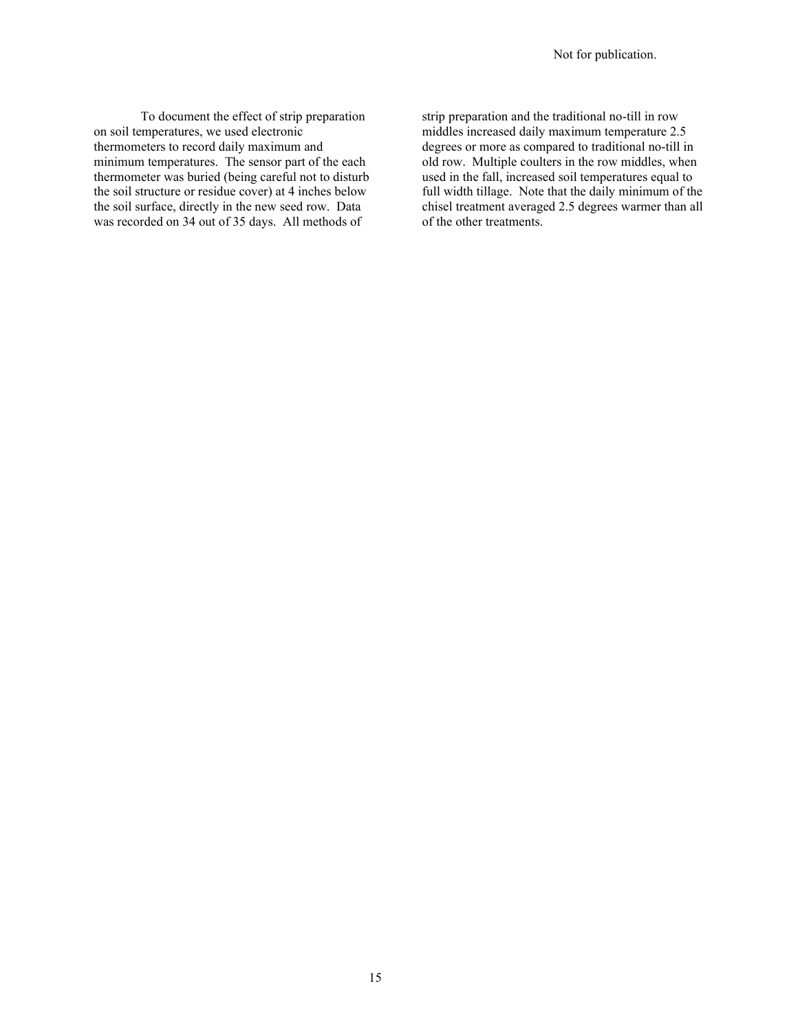To document the effect of strip preparation on soil temperatures, we used electronic thermometers to record daily maximum and minimum temperatures. The sensor part of the each thermometer was buried (being careful not to disturb the soil structure or residue cover) at 4 inches below the soil surface, directly in the new seed row. Data was recorded on 34 out of 35 days. All methods of strip preparation and the traditional no-till in row middles increased daily maximum temperature 2.5 degrees or more as compared to traditional no-till in old row. Multiple coulters in the row middles, when used in the fall, increased soil temperatures equal to full width tillage. Note that the daily minimum of the chisel treatment averaged 2.5 degrees warmer than all of the other treatments.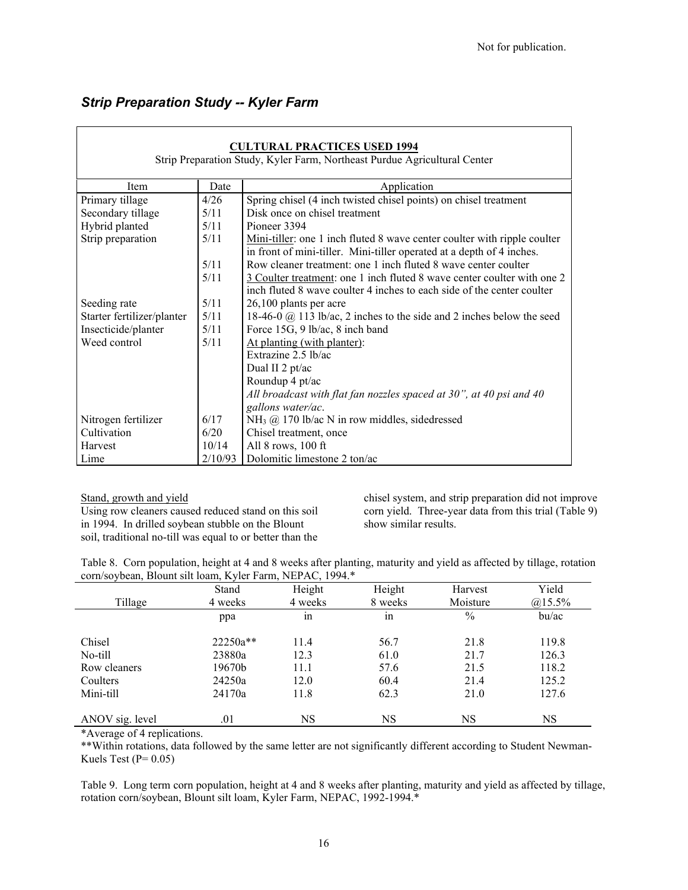Not for publication.

## *Strip Preparation Study -- Kyler Farm*

| **CULTURAL PRACTICES USED 1994**<br>Strip Preparation Study, Kyler Farm, Northeast Purdue Agricultural Center | | |
|---|---|---|
| Item | Date | Application |
| Primary tillage | 4/26 | Spring chisel (4 inch twisted chisel points) on chisel treatment |
| Secondary tillage | 5/11 | Disk once on chisel treatment |
| Hybrid planted | 5/11 | Pioneer 3394 |
| Strip preparation | 5/11 | Mini-tiller: one 1 inch fluted 8 wave center coulter with ripple coulter in front of mini-tiller. Mini-tiller operated at a depth of 4 inches. |
| | 5/11 | Row cleaner treatment: one 1 inch fluted 8 wave center coulter |
| | 5/11 | 3 Coulter treatment: one 1 inch fluted 8 wave center coulter with one 2 inch fluted 8 wave coulter 4 inches to each side of the center coulter |
| Seeding rate | 5/11 | 26,100 plants per acre |
| Starter fertilizer/planter | 5/11 | 18-46-0 @ 113 lb/ac, 2 inches to the side and 2 inches below the seed |
| Insecticide/planter | 5/11 | Force 15G, 9 lb/ac, 8 inch band |
| Weed control | 5/11 | At planting (with planter):<br>Extrazine 2.5 lb/ac<br>Dual II 2 pt/ac<br>Roundup 4 pt/ac<br>*All broadcast with flat fan nozzles spaced at 30", at 40 psi and 40 gallons water/ac.* |
| Nitrogen fertilizer | 6/17 | $NH_3$ @ 170 lb/ac N in row middles, sidedressed |
| Cultivation | 6/20 | Chisel treatment, once |
| Harvest | 10/14 | All 8 rows, 100 ft |
| Lime | 2/10/93 | Dolomitic limestone 2 ton/ac |

Stand, growth and yield

Using row cleaners caused reduced stand on this soil in 1994. In drilled soybean stubble on the Blount soil, traditional no-till was equal to or better than the chisel system, and strip preparation did not improve corn yield. Three-year data from this trial (Table 9) show similar results.

Table 8. Corn population, height at 4 and 8 weeks after planting, maturity and yield as affected by tillage, rotation corn/soybean, Blount silt loam, Kyler Farm, NEPAC, 1994.*

| Tillage | Stand 4 weeks | Height 4 weeks | Height 8 weeks | Harvest Moisture | Yield @15.5% |
|---|---|---|---|---|---|
| | ppa | in | in | % | bu/ac |
| Chisel | 22250a** | 11.4 | 56.7 | 21.8 | 119.8 |
| No-till | 23880a | 12.3 | 61.0 | 21.7 | 126.3 |
| Row cleaners | 19670b | 11.1 | 57.6 | 21.5 | 118.2 |
| Coulters | 24250a | 12.0 | 60.4 | 21.4 | 125.2 |
| Mini-till | 24170a | 11.8 | 62.3 | 21.0 | 127.6 |
| ANOV sig. level | .01 | NS | NS | NS | NS |

*Average of 4 replications.

**Within rotations, data followed by the same letter are not significantly different according to Student Newman-Kuels Test (P= 0.05)

Table 9. Long term corn population, height at 4 and 8 weeks after planting, maturity and yield as affected by tillage, rotation corn/soybean, Blount silt loam, Kyler Farm, NEPAC, 1992-1994.*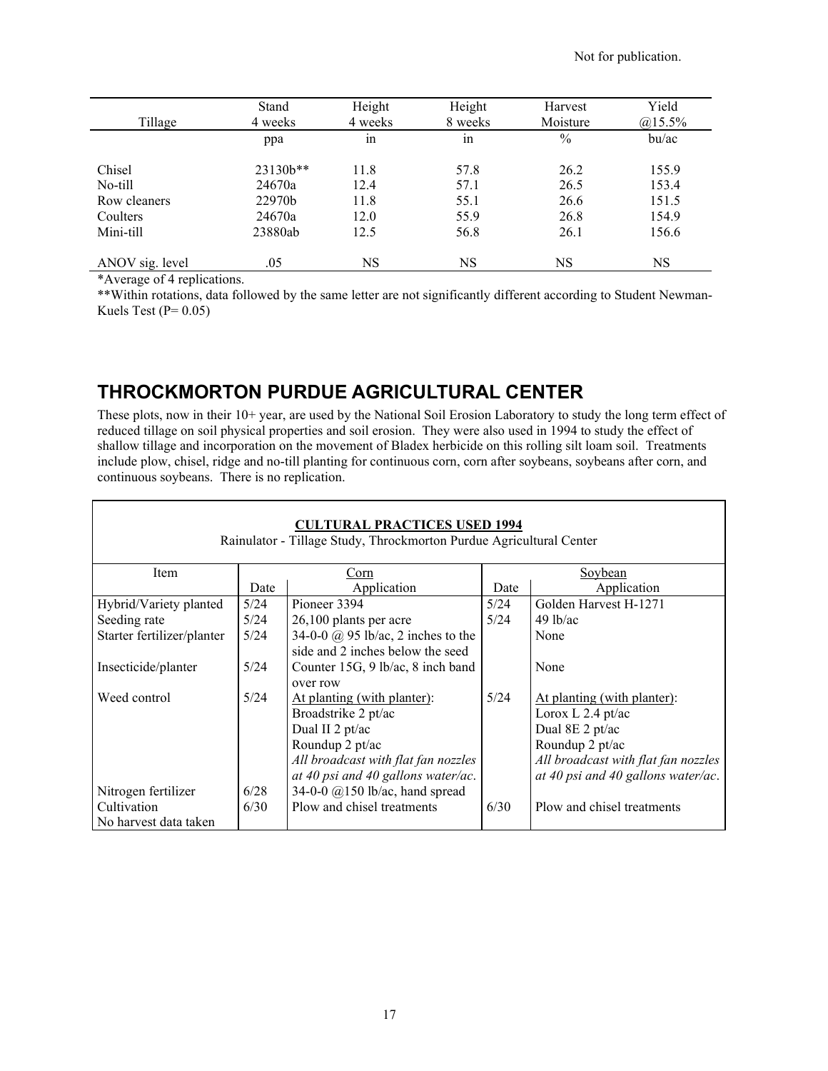Not for publication.

| Tillage | Stand 4 weeks | Height 4 weeks | Height 8 weeks | Harvest Moisture | Yield @15.5% |
|---|---|---|---|---|---|
| | ppa | in | in | % | bu/ac |
| Chisel | 23130b** | 11.8 | 57.8 | 26.2 | 155.9 |
| No-till | 24670a | 12.4 | 57.1 | 26.5 | 153.4 |
| Row cleaners | 22970b | 11.8 | 55.1 | 26.6 | 151.5 |
| Coulters | 24670a | 12.0 | 55.9 | 26.8 | 154.9 |
| Mini-till | 23880ab | 12.5 | 56.8 | 26.1 | 156.6 |
| ANOV sig. level | .05 | NS | NS | NS | NS |

*Average of 4 replications.

**Within rotations, data followed by the same letter are not significantly different according to Student Newman-Kuels Test (P= 0.05)

## THROCKMORTON PURDUE AGRICULTURAL CENTER

These plots, now in their 10+ year, are used by the National Soil Erosion Laboratory to study the long term effect of reduced tillage on soil physical properties and soil erosion. They were also used in 1994 to study the effect of shallow tillage and incorporation on the movement of Bladex herbicide on this rolling silt loam soil. Treatments include plow, chisel, ridge and no-till planting for continuous corn, corn after soybeans, soybeans after corn, and continuous soybeans. There is no replication.

**CULTURAL PRACTICES USED 1994**

Rainulator - Tillage Study, Throckmorton Purdue Agricultural Center

| Item | Corn | | Soybean | |
|---|---|---|---|---|
| | Date | Application | Date | Application |
| Hybrid/Variety planted | 5/24 | Pioneer 3394 | 5/24 | Golden Harvest H-1271 |
| Seeding rate | 5/24 | 26,100 plants per acre | 5/24 | 49 lb/ac |
| Starter fertilizer/planter | 5/24 | 34-0-0 @ 95 lb/ac, 2 inches to the side and 2 inches below the seed | | None |
| Insecticide/planter | 5/24 | Counter 15G, 9 lb/ac, 8 inch band over row | | None |
| Weed control | 5/24 | At planting (with planter): Broadstrike 2 pt/ac; Dual II 2 pt/ac; Roundup 2 pt/ac; *All broadcast with flat fan nozzles at 40 psi and 40 gallons water/ac.* | 5/24 | At planting (with planter): Lorox L 2.4 pt/ac; Dual 8E 2 pt/ac; Roundup 2 pt/ac; *All broadcast with flat fan nozzles at 40 psi and 40 gallons water/ac.* |
| Nitrogen fertilizer | 6/28 | 34-0-0 @150 lb/ac, hand spread | | |
| Cultivation | 6/30 | Plow and chisel treatments | 6/30 | Plow and chisel treatments |
| No harvest data taken | | | | |